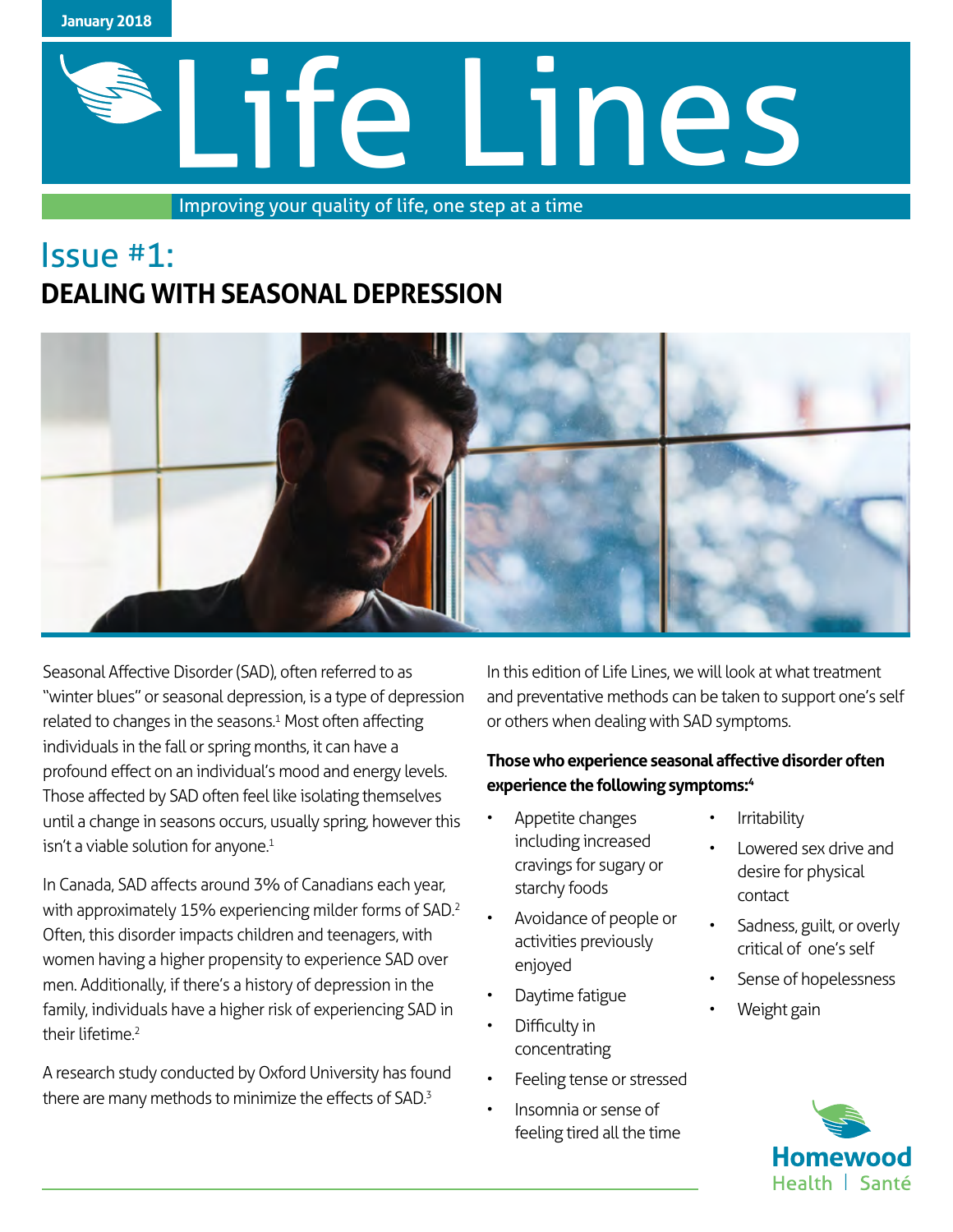January 2018

# Life Lines

Improving your quality of life, one step at a time

## Issue #1:
## DEALING WITH SEASONAL DEPRESSION

Seasonal Affective Disorder (SAD), often referred to as "winter blues" or seasonal depression, is a type of depression related to changes in the seasons.[1] Most often affecting individuals in the fall or spring months, it can have a profound effect on an individual's mood and energy levels. Those affected by SAD often feel like isolating themselves until a change in seasons occurs, usually spring, however this isn't a viable solution for anyone.[1]

In Canada, SAD affects around 3% of Canadians each year, with approximately 15% experiencing milder forms of SAD.[2] Often, this disorder impacts children and teenagers, with women having a higher propensity to experience SAD over men. Additionally, if there's a history of depression in the family, individuals have a higher risk of experiencing SAD in their lifetime.[2]

A research study conducted by Oxford University has found there are many methods to minimize the effects of SAD.[3]

In this edition of Life Lines, we will look at what treatment and preventative methods can be taken to support one's self or others when dealing with SAD symptoms.

**Those who experience seasonal affective disorder often experience the following symptoms:[4]**

- Appetite changes including increased cravings for sugary or starchy foods
- Avoidance of people or activities previously enjoyed
- Daytime fatigue
- Difficulty in concentrating
- Feeling tense or stressed
- Insomnia or sense of feeling tired all the time
- Irritability
- Lowered sex drive and desire for physical contact
- Sadness, guilt, or overly critical of one's self
- Sense of hopelessness
- Weight gain

Homewood Health | Santé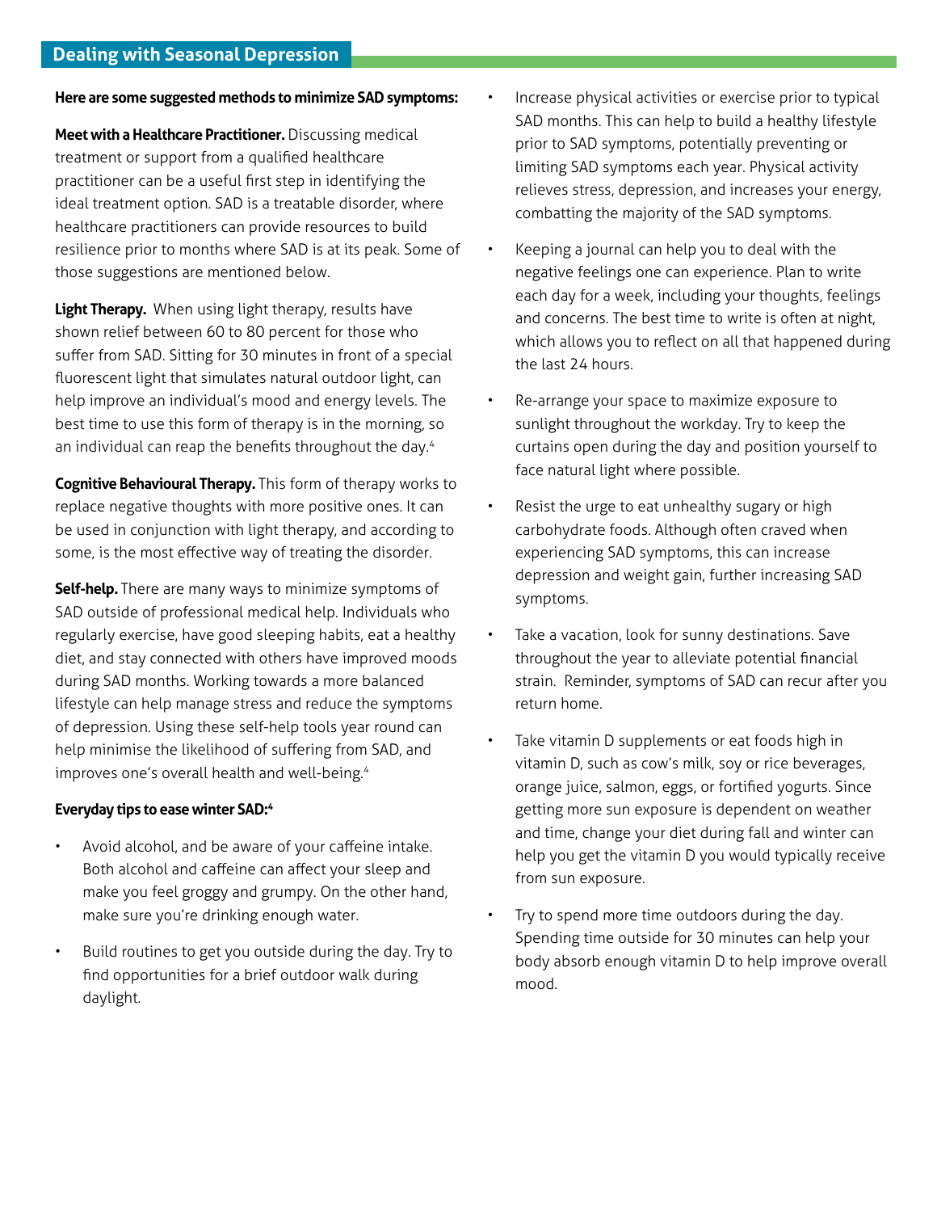## Dealing with Seasonal Depression

**Here are some suggested methods to minimize SAD symptoms:**

**Meet with a Healthcare Practitioner.** Discussing medical treatment or support from a qualified healthcare practitioner can be a useful first step in identifying the ideal treatment option. SAD is a treatable disorder, where healthcare practitioners can provide resources to build resilience prior to months where SAD is at its peak. Some of those suggestions are mentioned below.

**Light Therapy.** When using light therapy, results have shown relief between 60 to 80 percent for those who suffer from SAD. Sitting for 30 minutes in front of a special fluorescent light that simulates natural outdoor light, can help improve an individual's mood and energy levels. The best time to use this form of therapy is in the morning, so an individual can reap the benefits throughout the day.[4]

**Cognitive Behavioural Therapy.** This form of therapy works to replace negative thoughts with more positive ones. It can be used in conjunction with light therapy, and according to some, is the most effective way of treating the disorder.

**Self-help.** There are many ways to minimize symptoms of SAD outside of professional medical help. Individuals who regularly exercise, have good sleeping habits, eat a healthy diet, and stay connected with others have improved moods during SAD months. Working towards a more balanced lifestyle can help manage stress and reduce the symptoms of depression. Using these self-help tools year round can help minimise the likelihood of suffering from SAD, and improves one's overall health and well-being.[4]

**Everyday tips to ease winter SAD:[4]**

- Avoid alcohol, and be aware of your caffeine intake. Both alcohol and caffeine can affect your sleep and make you feel groggy and grumpy. On the other hand, make sure you're drinking enough water.
- Build routines to get you outside during the day. Try to find opportunities for a brief outdoor walk during daylight.
- Increase physical activities or exercise prior to typical SAD months. This can help to build a healthy lifestyle prior to SAD symptoms, potentially preventing or limiting SAD symptoms each year. Physical activity relieves stress, depression, and increases your energy, combatting the majority of the SAD symptoms.
- Keeping a journal can help you to deal with the negative feelings one can experience. Plan to write each day for a week, including your thoughts, feelings and concerns. The best time to write is often at night, which allows you to reflect on all that happened during the last 24 hours.
- Re-arrange your space to maximize exposure to sunlight throughout the workday. Try to keep the curtains open during the day and position yourself to face natural light where possible.
- Resist the urge to eat unhealthy sugary or high carbohydrate foods. Although often craved when experiencing SAD symptoms, this can increase depression and weight gain, further increasing SAD symptoms.
- Take a vacation, look for sunny destinations. Save throughout the year to alleviate potential financial strain. Reminder, symptoms of SAD can recur after you return home.
- Take vitamin D supplements or eat foods high in vitamin D, such as cow's milk, soy or rice beverages, orange juice, salmon, eggs, or fortified yogurts. Since getting more sun exposure is dependent on weather and time, change your diet during fall and winter can help you get the vitamin D you would typically receive from sun exposure.
- Try to spend more time outdoors during the day. Spending time outside for 30 minutes can help your body absorb enough vitamin D to help improve overall mood.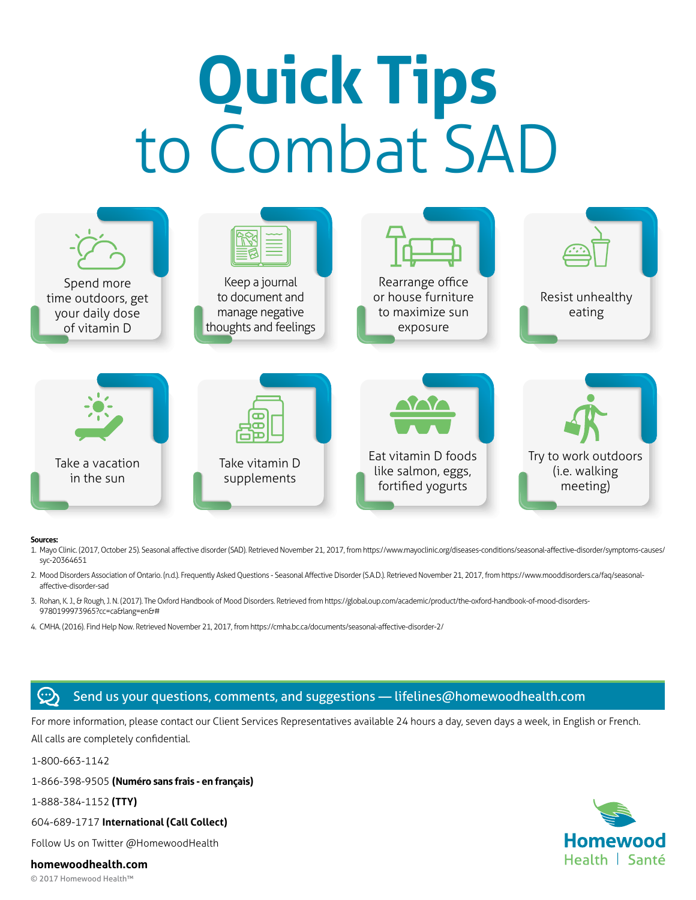# Quick Tips to Combat SAD

- Spend more time outdoors, get your daily dose of vitamin D
- Keep a journal to document and manage negative thoughts and feelings
- Rearrange office or house furniture to maximize sun exposure
- Resist unhealthy eating
- Take a vacation in the sun
- Take vitamin D supplements
- Eat vitamin D foods like salmon, eggs, fortified yogurts
- Try to work outdoors (i.e. walking meeting)

**Sources:**

1. Mayo Clinic. (2017, October 25). Seasonal affective disorder (SAD). Retrieved November 21, 2017, from https://www.mayoclinic.org/diseases-conditions/seasonal-affective-disorder/symptoms-causes/syc-20364651
2. Mood Disorders Association of Ontario. (n.d.). Frequently Asked Questions - Seasonal Affective Disorder (S.A.D.). Retrieved November 21, 2017, from https://www.mooddisorders.ca/faq/seasonal-affective-disorder-sad
3. Rohan, K. J., & Rough, J. N. (2017). The Oxford Handbook of Mood Disorders. Retrieved from https://global.oup.com/academic/product/the-oxford-handbook-of-mood-disorders-9780199973965?cc=ca&lang=en&#
4. CMHA. (2016). Find Help Now. Retrieved November 21, 2017, from https://cmha.bc.ca/documents/seasonal-affective-disorder-2/

Send us your questions, comments, and suggestions — lifelines@homewoodhealth.com

For more information, please contact our Client Services Representatives available 24 hours a day, seven days a week, in English or French. All calls are completely confidential.

1-800-663-1142

1-866-398-9505 **(Numéro sans frais - en français)**

1-888-384-1152 **(TTY)**

604-689-1717 **International (Call Collect)**

Follow Us on Twitter @HomewoodHealth

**homewoodhealth.com**

© 2017 Homewood Health™

Homewood Health | Santé